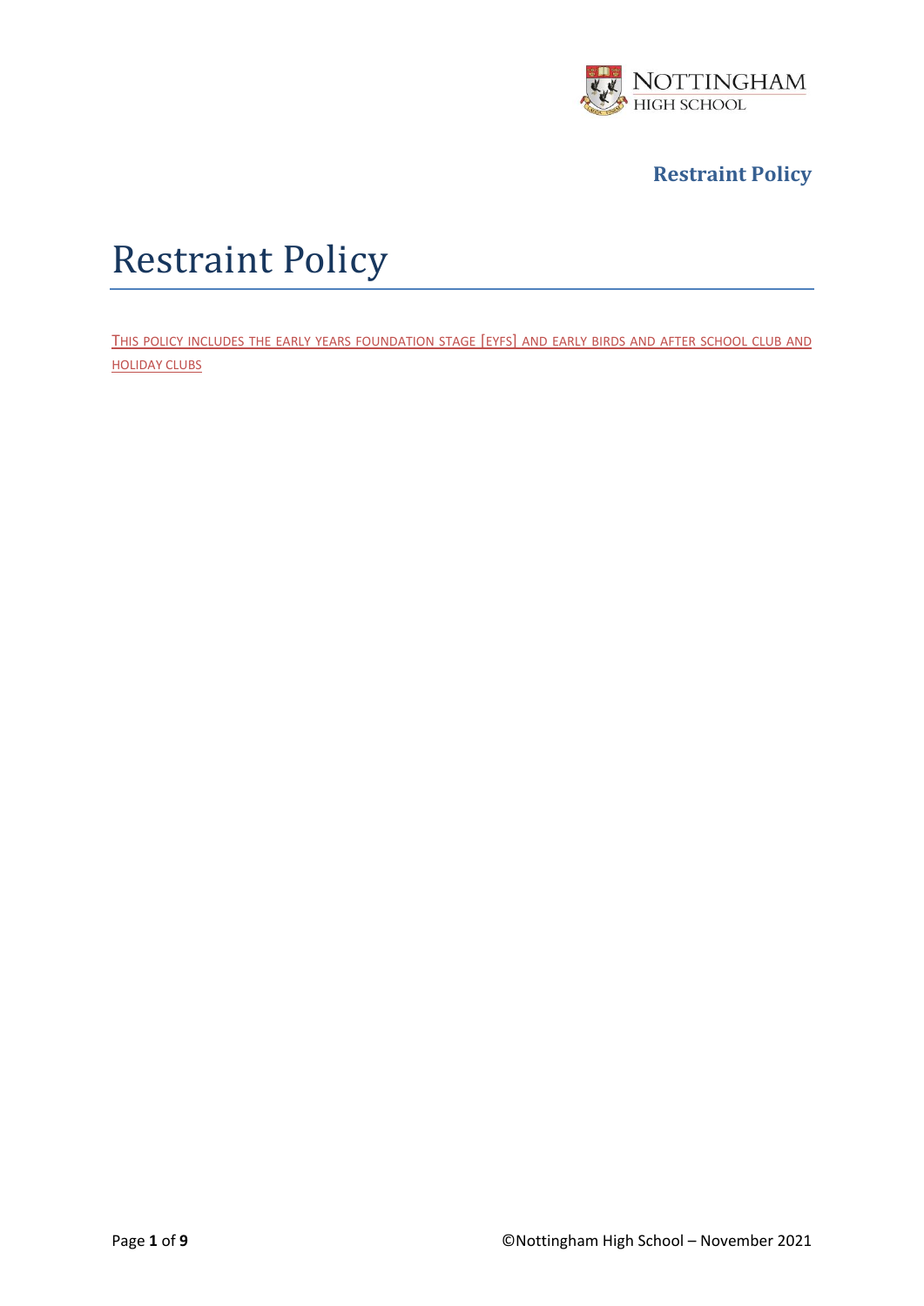# Restraint Policy

THIS POLICY INCLUDES THE EARLY YEARS FOUNDATION STAGE [EYFS] AND EARLY BIRDS AND AFTER SCHOOL CLUB AND HOLIDAY CLUBS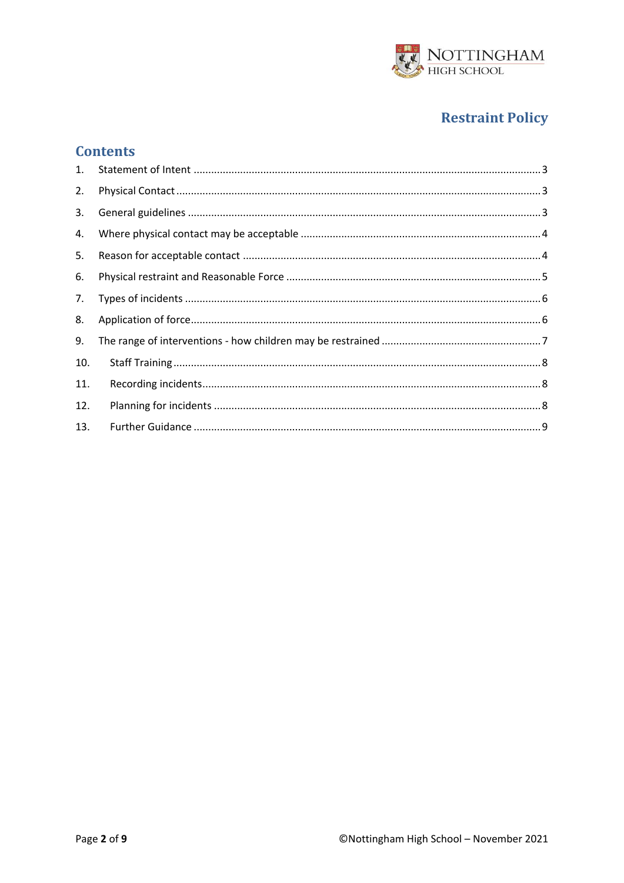# Restraint Policy

## Contents

1. Statement of Intent ..... 3
2. Physical Contact ..... 3
3. General guidelines ..... 3
4. Where physical contact may be acceptable ..... 4
5. Reason for acceptable contact ..... 4
6. Physical restraint and Reasonable Force ..... 5
7. Types of incidents ..... 6
8. Application of force ..... 6
9. The range of interventions - how children may be restrained ..... 7
10. Staff Training ..... 8
11. Recording incidents ..... 8
12. Planning for incidents ..... 8
13. Further Guidance ..... 9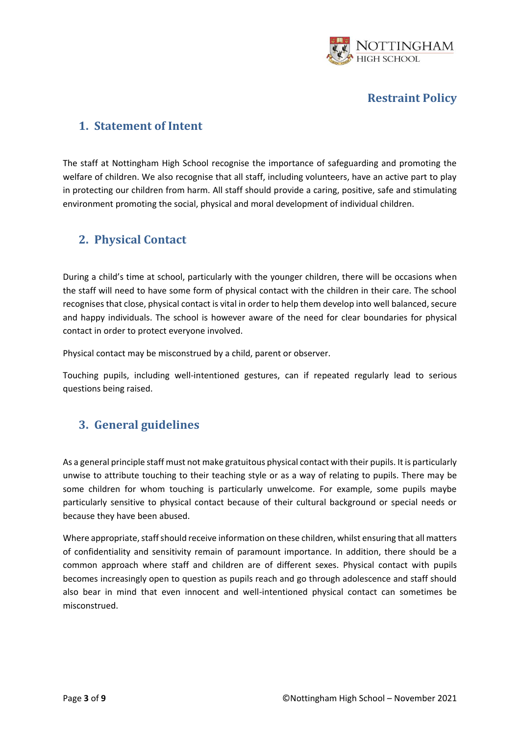# Restraint Policy

## 1. Statement of Intent

The staff at Nottingham High School recognise the importance of safeguarding and promoting the welfare of children. We also recognise that all staff, including volunteers, have an active part to play in protecting our children from harm. All staff should provide a caring, positive, safe and stimulating environment promoting the social, physical and moral development of individual children.

## 2. Physical Contact

During a child's time at school, particularly with the younger children, there will be occasions when the staff will need to have some form of physical contact with the children in their care. The school recognises that close, physical contact is vital in order to help them develop into well balanced, secure and happy individuals. The school is however aware of the need for clear boundaries for physical contact in order to protect everyone involved.

Physical contact may be misconstrued by a child, parent or observer.

Touching pupils, including well-intentioned gestures, can if repeated regularly lead to serious questions being raised.

## 3. General guidelines

As a general principle staff must not make gratuitous physical contact with their pupils. It is particularly unwise to attribute touching to their teaching style or as a way of relating to pupils. There may be some children for whom touching is particularly unwelcome. For example, some pupils maybe particularly sensitive to physical contact because of their cultural background or special needs or because they have been abused.

Where appropriate, staff should receive information on these children, whilst ensuring that all matters of confidentiality and sensitivity remain of paramount importance. In addition, there should be a common approach where staff and children are of different sexes. Physical contact with pupils becomes increasingly open to question as pupils reach and go through adolescence and staff should also bear in mind that even innocent and well-intentioned physical contact can sometimes be misconstrued.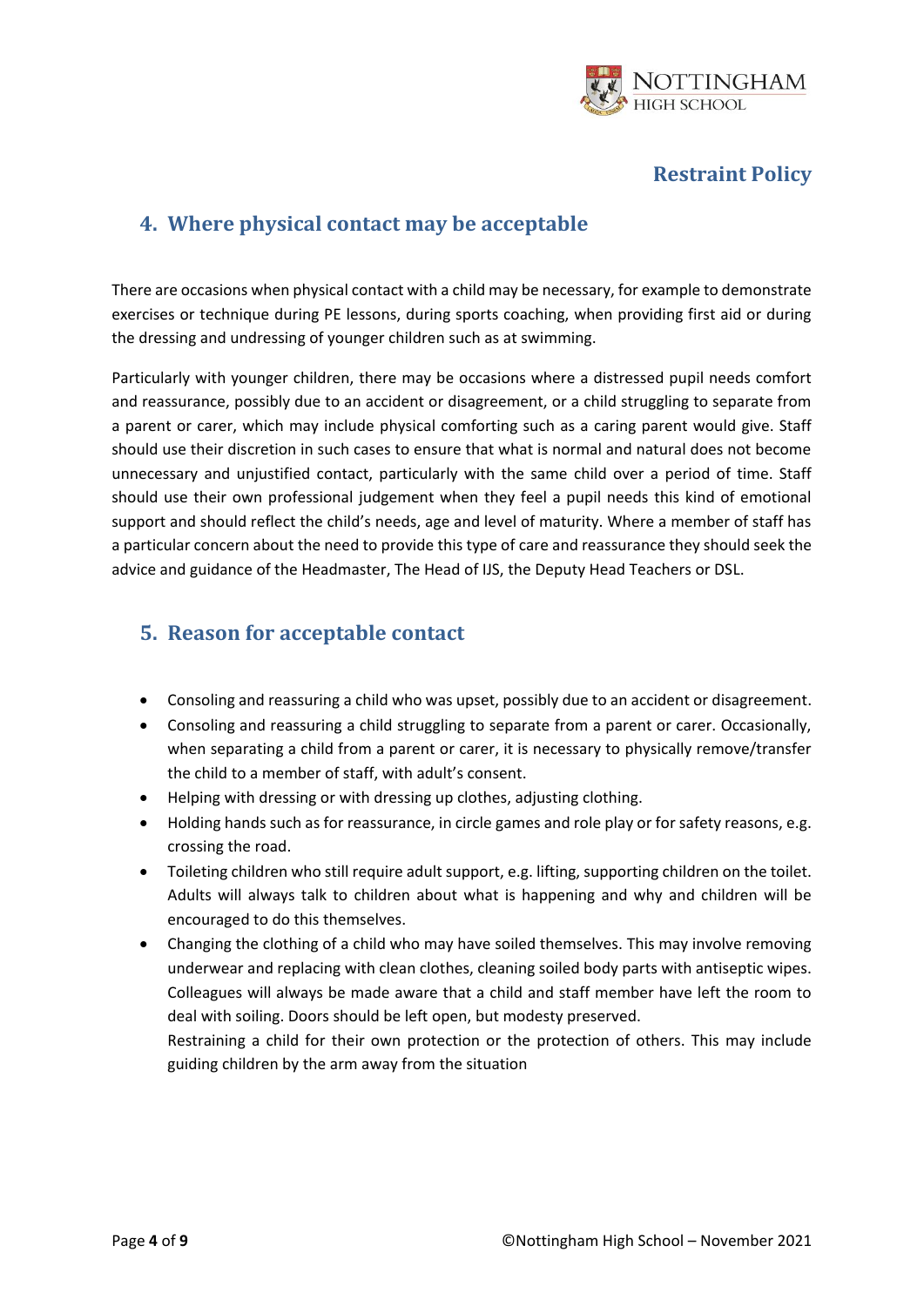## 4. Where physical contact may be acceptable

There are occasions when physical contact with a child may be necessary, for example to demonstrate exercises or technique during PE lessons, during sports coaching, when providing first aid or during the dressing and undressing of younger children such as at swimming.

Particularly with younger children, there may be occasions where a distressed pupil needs comfort and reassurance, possibly due to an accident or disagreement, or a child struggling to separate from a parent or carer, which may include physical comforting such as a caring parent would give. Staff should use their discretion in such cases to ensure that what is normal and natural does not become unnecessary and unjustified contact, particularly with the same child over a period of time. Staff should use their own professional judgement when they feel a pupil needs this kind of emotional support and should reflect the child's needs, age and level of maturity. Where a member of staff has a particular concern about the need to provide this type of care and reassurance they should seek the advice and guidance of the Headmaster, The Head of IJS, the Deputy Head Teachers or DSL.

## 5. Reason for acceptable contact

- Consoling and reassuring a child who was upset, possibly due to an accident or disagreement.
- Consoling and reassuring a child struggling to separate from a parent or carer. Occasionally, when separating a child from a parent or carer, it is necessary to physically remove/transfer the child to a member of staff, with adult's consent.
- Helping with dressing or with dressing up clothes, adjusting clothing.
- Holding hands such as for reassurance, in circle games and role play or for safety reasons, e.g. crossing the road.
- Toileting children who still require adult support, e.g. lifting, supporting children on the toilet. Adults will always talk to children about what is happening and why and children will be encouraged to do this themselves.
- Changing the clothing of a child who may have soiled themselves. This may involve removing underwear and replacing with clean clothes, cleaning soiled body parts with antiseptic wipes. Colleagues will always be made aware that a child and staff member have left the room to deal with soiling. Doors should be left open, but modesty preserved.
  Restraining a child for their own protection or the protection of others. This may include guiding children by the arm away from the situation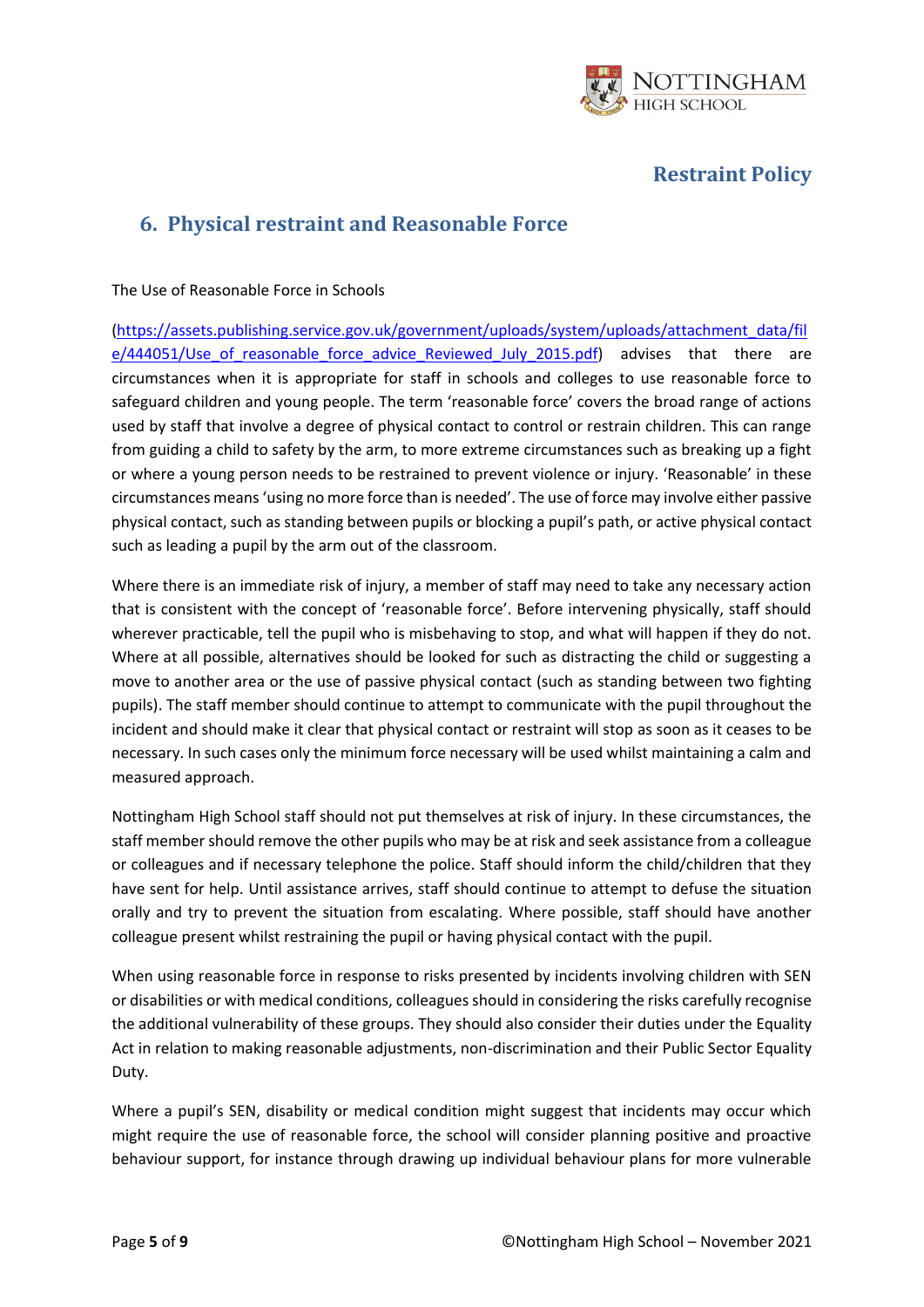## 6. Physical restraint and Reasonable Force

The Use of Reasonable Force in Schools

(https://assets.publishing.service.gov.uk/government/uploads/system/uploads/attachment_data/file/444051/Use_of_reasonable_force_advice_Reviewed_July_2015.pdf) advises that there are circumstances when it is appropriate for staff in schools and colleges to use reasonable force to safeguard children and young people. The term 'reasonable force' covers the broad range of actions used by staff that involve a degree of physical contact to control or restrain children. This can range from guiding a child to safety by the arm, to more extreme circumstances such as breaking up a fight or where a young person needs to be restrained to prevent violence or injury. 'Reasonable' in these circumstances means 'using no more force than is needed'. The use of force may involve either passive physical contact, such as standing between pupils or blocking a pupil's path, or active physical contact such as leading a pupil by the arm out of the classroom.

Where there is an immediate risk of injury, a member of staff may need to take any necessary action that is consistent with the concept of 'reasonable force'. Before intervening physically, staff should wherever practicable, tell the pupil who is misbehaving to stop, and what will happen if they do not. Where at all possible, alternatives should be looked for such as distracting the child or suggesting a move to another area or the use of passive physical contact (such as standing between two fighting pupils). The staff member should continue to attempt to communicate with the pupil throughout the incident and should make it clear that physical contact or restraint will stop as soon as it ceases to be necessary. In such cases only the minimum force necessary will be used whilst maintaining a calm and measured approach.

Nottingham High School staff should not put themselves at risk of injury. In these circumstances, the staff member should remove the other pupils who may be at risk and seek assistance from a colleague or colleagues and if necessary telephone the police. Staff should inform the child/children that they have sent for help. Until assistance arrives, staff should continue to attempt to defuse the situation orally and try to prevent the situation from escalating. Where possible, staff should have another colleague present whilst restraining the pupil or having physical contact with the pupil.

When using reasonable force in response to risks presented by incidents involving children with SEN or disabilities or with medical conditions, colleagues should in considering the risks carefully recognise the additional vulnerability of these groups. They should also consider their duties under the Equality Act in relation to making reasonable adjustments, non-discrimination and their Public Sector Equality Duty.

Where a pupil's SEN, disability or medical condition might suggest that incidents may occur which might require the use of reasonable force, the school will consider planning positive and proactive behaviour support, for instance through drawing up individual behaviour plans for more vulnerable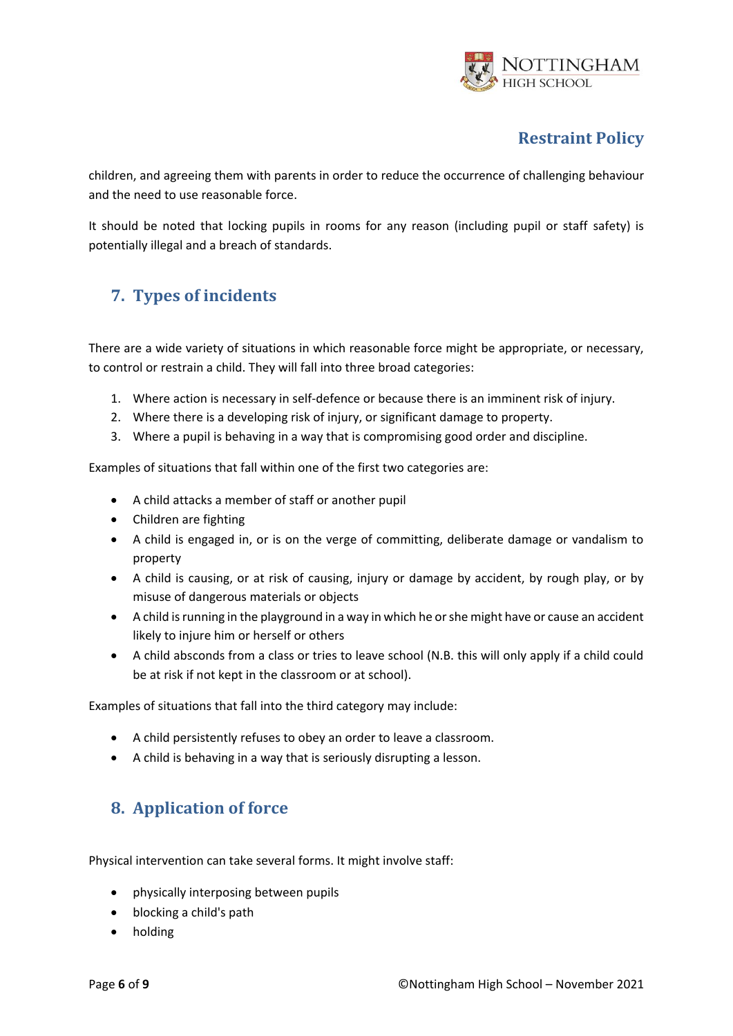children, and agreeing them with parents in order to reduce the occurrence of challenging behaviour and the need to use reasonable force.

It should be noted that locking pupils in rooms for any reason (including pupil or staff safety) is potentially illegal and a breach of standards.

## 7. Types of incidents

There are a wide variety of situations in which reasonable force might be appropriate, or necessary, to control or restrain a child. They will fall into three broad categories:

1. Where action is necessary in self-defence or because there is an imminent risk of injury.
2. Where there is a developing risk of injury, or significant damage to property.
3. Where a pupil is behaving in a way that is compromising good order and discipline.

Examples of situations that fall within one of the first two categories are:

- A child attacks a member of staff or another pupil
- Children are fighting
- A child is engaged in, or is on the verge of committing, deliberate damage or vandalism to property
- A child is causing, or at risk of causing, injury or damage by accident, by rough play, or by misuse of dangerous materials or objects
- A child is running in the playground in a way in which he or she might have or cause an accident likely to injure him or herself or others
- A child absconds from a class or tries to leave school (N.B. this will only apply if a child could be at risk if not kept in the classroom or at school).

Examples of situations that fall into the third category may include:

- A child persistently refuses to obey an order to leave a classroom.
- A child is behaving in a way that is seriously disrupting a lesson.

## 8. Application of force

Physical intervention can take several forms. It might involve staff:

- physically interposing between pupils
- blocking a child's path
- holding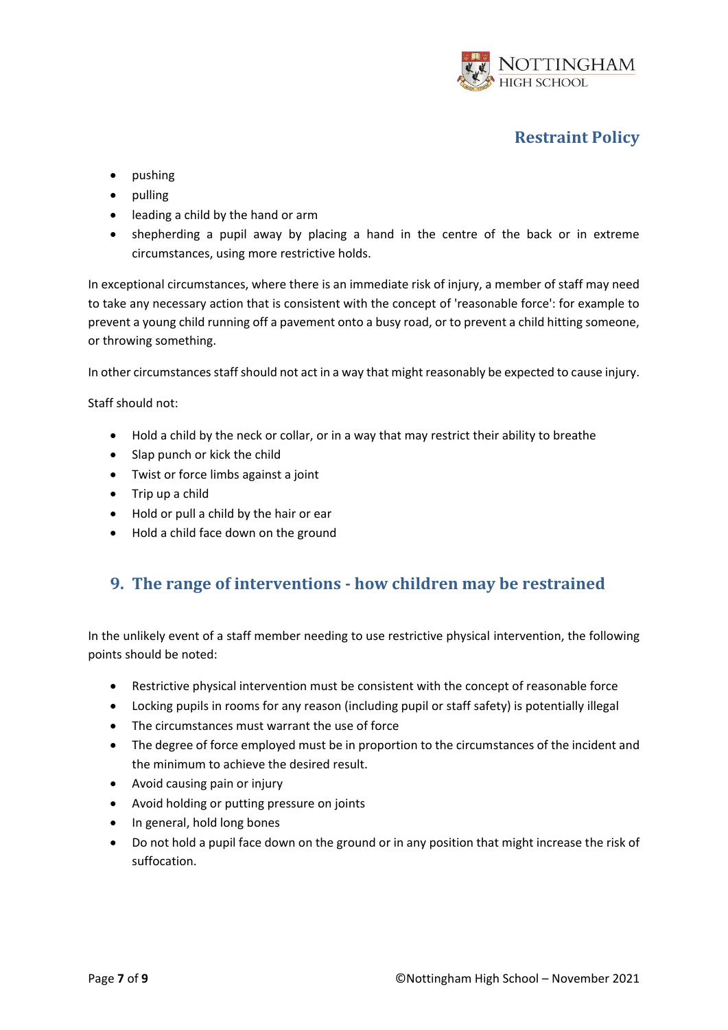- pushing
- pulling
- leading a child by the hand or arm
- shepherding a pupil away by placing a hand in the centre of the back or in extreme circumstances, using more restrictive holds.

In exceptional circumstances, where there is an immediate risk of injury, a member of staff may need to take any necessary action that is consistent with the concept of 'reasonable force': for example to prevent a young child running off a pavement onto a busy road, or to prevent a child hitting someone, or throwing something.

In other circumstances staff should not act in a way that might reasonably be expected to cause injury.

Staff should not:

- Hold a child by the neck or collar, or in a way that may restrict their ability to breathe
- Slap punch or kick the child
- Twist or force limbs against a joint
- Trip up a child
- Hold or pull a child by the hair or ear
- Hold a child face down on the ground

## 9. The range of interventions - how children may be restrained

In the unlikely event of a staff member needing to use restrictive physical intervention, the following points should be noted:

- Restrictive physical intervention must be consistent with the concept of reasonable force
- Locking pupils in rooms for any reason (including pupil or staff safety) is potentially illegal
- The circumstances must warrant the use of force
- The degree of force employed must be in proportion to the circumstances of the incident and the minimum to achieve the desired result.
- Avoid causing pain or injury
- Avoid holding or putting pressure on joints
- In general, hold long bones
- Do not hold a pupil face down on the ground or in any position that might increase the risk of suffocation.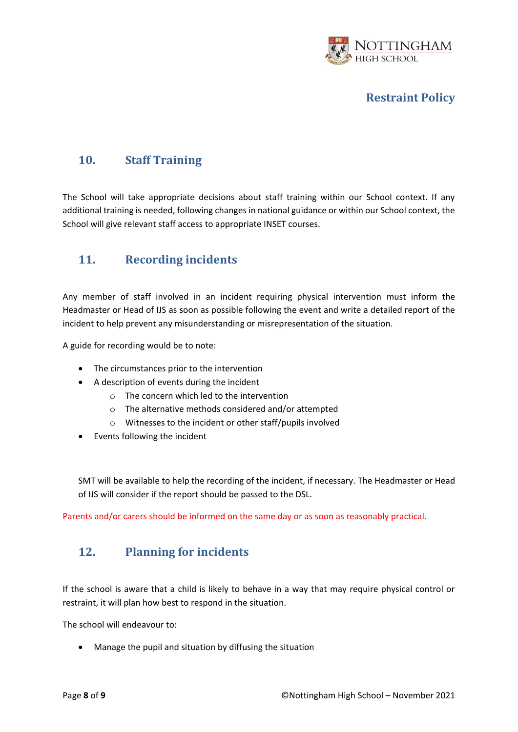## 10. Staff Training

The School will take appropriate decisions about staff training within our School context. If any additional training is needed, following changes in national guidance or within our School context, the School will give relevant staff access to appropriate INSET courses.

## 11. Recording incidents

Any member of staff involved in an incident requiring physical intervention must inform the Headmaster or Head of IJS as soon as possible following the event and write a detailed report of the incident to help prevent any misunderstanding or misrepresentation of the situation.

A guide for recording would be to note:

- The circumstances prior to the intervention
- A description of events during the incident
  - The concern which led to the intervention
  - The alternative methods considered and/or attempted
  - Witnesses to the incident or other staff/pupils involved
- Events following the incident

SMT will be available to help the recording of the incident, if necessary. The Headmaster or Head of IJS will consider if the report should be passed to the DSL.

Parents and/or carers should be informed on the same day or as soon as reasonably practical.

## 12. Planning for incidents

If the school is aware that a child is likely to behave in a way that may require physical control or restraint, it will plan how best to respond in the situation.

The school will endeavour to:

- Manage the pupil and situation by diffusing the situation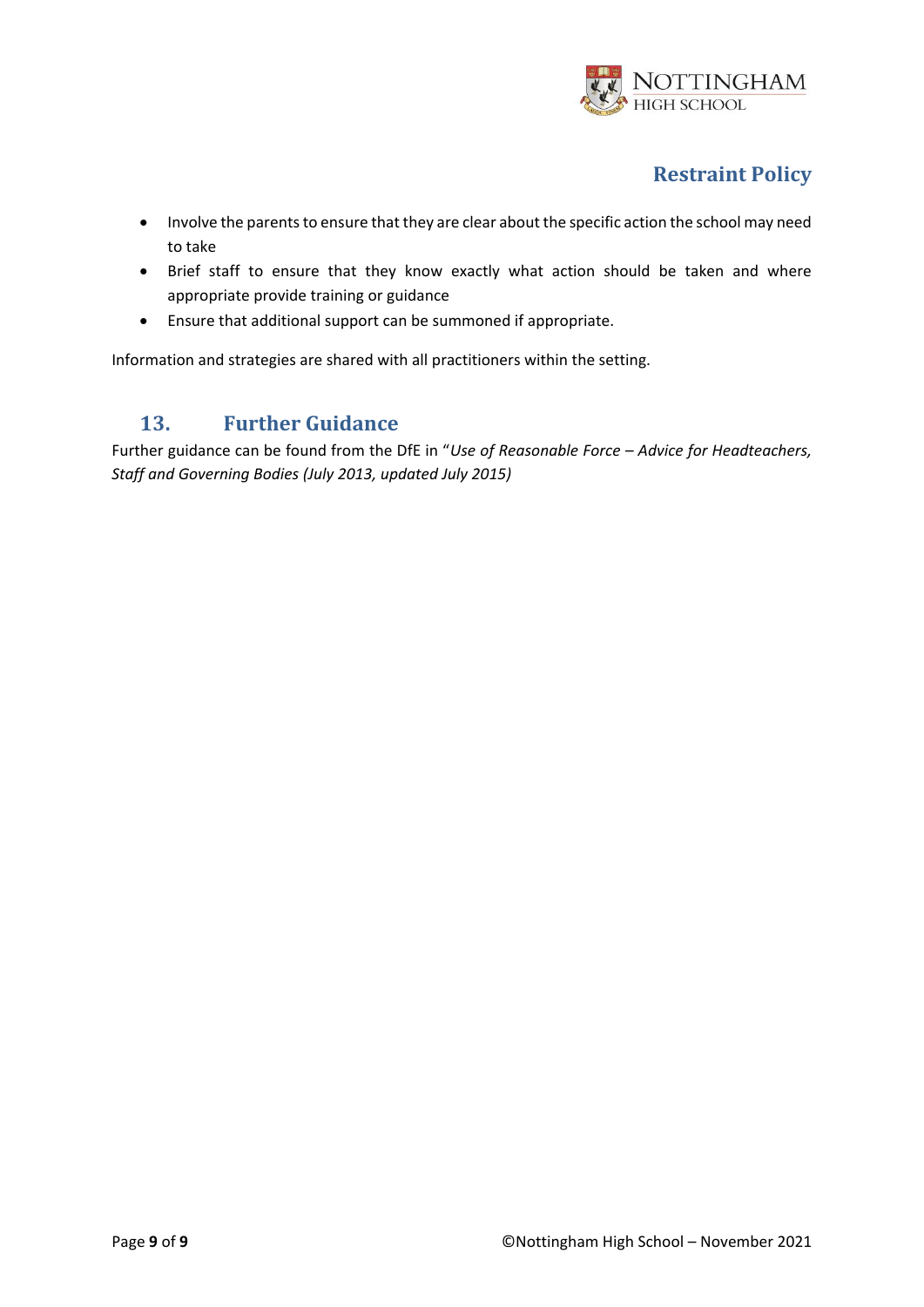- Involve the parents to ensure that they are clear about the specific action the school may need to take
- Brief staff to ensure that they know exactly what action should be taken and where appropriate provide training or guidance
- Ensure that additional support can be summoned if appropriate.

Information and strategies are shared with all practitioners within the setting.

## 13. Further Guidance

Further guidance can be found from the DfE in "*Use of Reasonable Force – Advice for Headteachers, Staff and Governing Bodies (July 2013, updated July 2015)*"